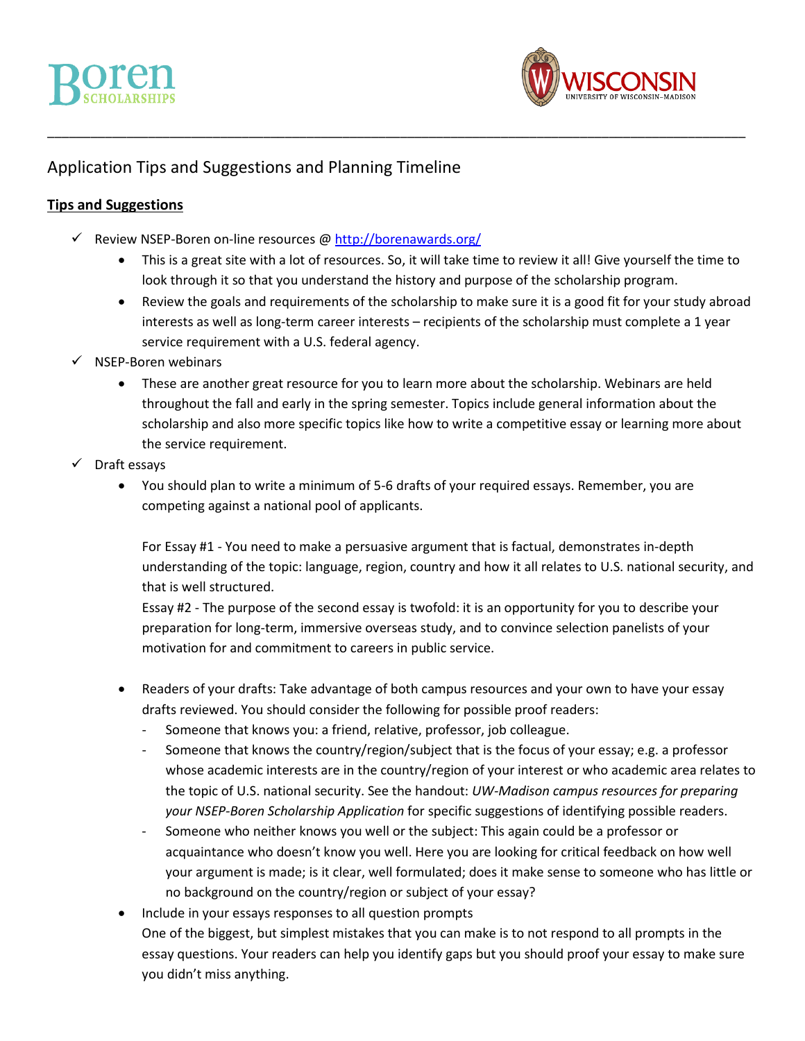Boren SCHOLARSHIPS

WISCONSIN UNIVERSITY OF WISCONSIN–MADISON

---

# Application Tips and Suggestions and Planning Timeline

## Tips and Suggestions

- ✓ Review NSEP-Boren on-line resources @ http://borenawards.org/
  - This is a great site with a lot of resources. So, it will take time to review it all! Give yourself the time to look through it so that you understand the history and purpose of the scholarship program.
  - Review the goals and requirements of the scholarship to make sure it is a good fit for your study abroad interests as well as long-term career interests – recipients of the scholarship must complete a 1 year service requirement with a U.S. federal agency.
- ✓ NSEP-Boren webinars
  - These are another great resource for you to learn more about the scholarship. Webinars are held throughout the fall and early in the spring semester. Topics include general information about the scholarship and also more specific topics like how to write a competitive essay or learning more about the service requirement.
- ✓ Draft essays
  - You should plan to write a minimum of 5-6 drafts of your required essays. Remember, you are competing against a national pool of applicants.

    For Essay #1 - You need to make a persuasive argument that is factual, demonstrates in-depth understanding of the topic: language, region, country and how it all relates to U.S. national security, and that is well structured.
    Essay #2 - The purpose of the second essay is twofold: it is an opportunity for you to describe your preparation for long-term, immersive overseas study, and to convince selection panelists of your motivation for and commitment to careers in public service.

  - Readers of your drafts: Take advantage of both campus resources and your own to have your essay drafts reviewed. You should consider the following for possible proof readers:
    - Someone that knows you: a friend, relative, professor, job colleague.
    - Someone that knows the country/region/subject that is the focus of your essay; e.g. a professor whose academic interests are in the country/region of your interest or who academic area relates to the topic of U.S. national security. See the handout: *UW-Madison campus resources for preparing your NSEP-Boren Scholarship Application* for specific suggestions of identifying possible readers.
    - Someone who neither knows you well or the subject: This again could be a professor or acquaintance who doesn't know you well. Here you are looking for critical feedback on how well your argument is made; is it clear, well formulated; does it make sense to someone who has little or no background on the country/region or subject of your essay?
  - Include in your essays responses to all question prompts
    One of the biggest, but simplest mistakes that you can make is to not respond to all prompts in the essay questions. Your readers can help you identify gaps but you should proof your essay to make sure you didn't miss anything.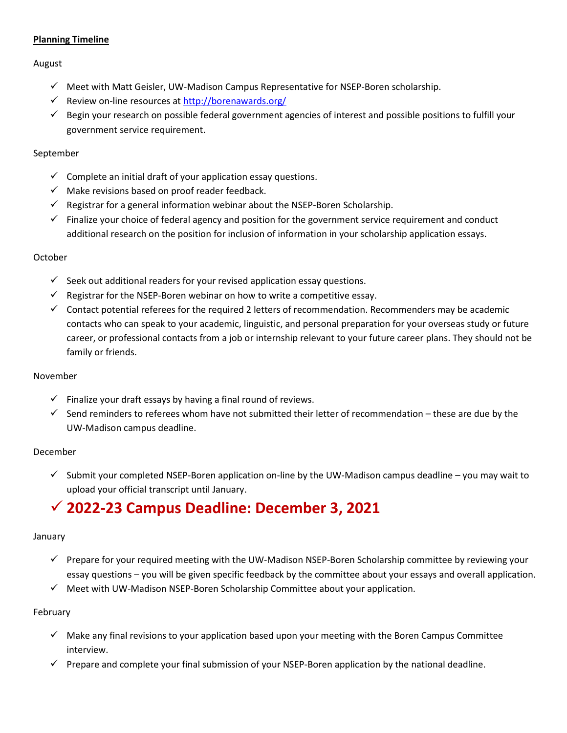**Planning Timeline**

August

- ✓ Meet with Matt Geisler, UW-Madison Campus Representative for NSEP-Boren scholarship.
- ✓ Review on-line resources at [http://borenawards.org/](http://borenawards.org/)
- ✓ Begin your research on possible federal government agencies of interest and possible positions to fulfill your government service requirement.

September

- ✓ Complete an initial draft of your application essay questions.
- ✓ Make revisions based on proof reader feedback.
- ✓ Registrar for a general information webinar about the NSEP-Boren Scholarship.
- ✓ Finalize your choice of federal agency and position for the government service requirement and conduct additional research on the position for inclusion of information in your scholarship application essays.

October

- ✓ Seek out additional readers for your revised application essay questions.
- ✓ Registrar for the NSEP-Boren webinar on how to write a competitive essay.
- ✓ Contact potential referees for the required 2 letters of recommendation. Recommenders may be academic contacts who can speak to your academic, linguistic, and personal preparation for your overseas study or future career, or professional contacts from a job or internship relevant to your future career plans. They should not be family or friends.

November

- ✓ Finalize your draft essays by having a final round of reviews.
- ✓ Send reminders to referees whom have not submitted their letter of recommendation – these are due by the UW-Madison campus deadline.

December

- ✓ Submit your completed NSEP-Boren application on-line by the UW-Madison campus deadline – you may wait to upload your official transcript until January.

## ✓ 2022-23 Campus Deadline: December 3, 2021

January

- ✓ Prepare for your required meeting with the UW-Madison NSEP-Boren Scholarship committee by reviewing your essay questions – you will be given specific feedback by the committee about your essays and overall application.
- ✓ Meet with UW-Madison NSEP-Boren Scholarship Committee about your application.

February

- ✓ Make any final revisions to your application based upon your meeting with the Boren Campus Committee interview.
- ✓ Prepare and complete your final submission of your NSEP-Boren application by the national deadline.